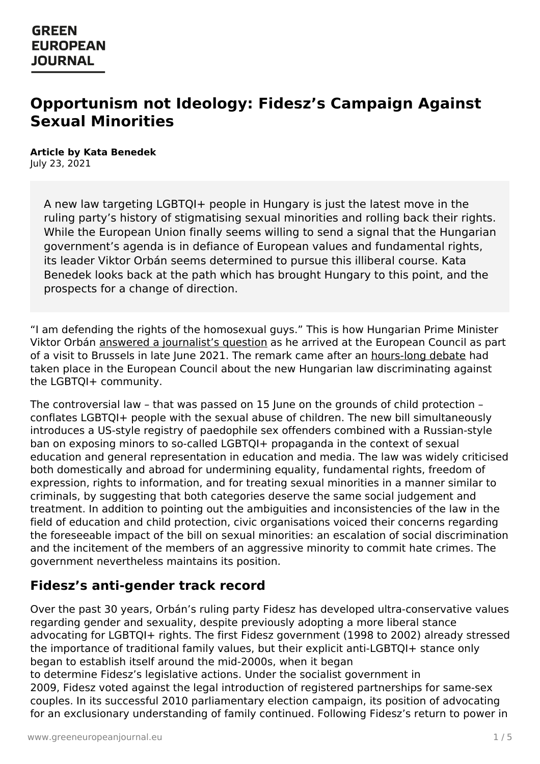# Opportunism not Ideology: Fidesz's Campaign Against Sexual Minorities

**Article by Kata Benedek**
July 23, 2021

A new law targeting LGBTQI+ people in Hungary is just the latest move in the ruling party's history of stigmatising sexual minorities and rolling back their rights. While the European Union finally seems willing to send a signal that the Hungarian government's agenda is in defiance of European values and fundamental rights, its leader Viktor Orbán seems determined to pursue this illiberal course. Kata Benedek looks back at the path which has brought Hungary to this point, and the prospects for a change of direction.

"I am defending the rights of the homosexual guys." This is how Hungarian Prime Minister Viktor Orbán answered a journalist's question as he arrived at the European Council as part of a visit to Brussels in late June 2021. The remark came after an hours-long debate had taken place in the European Council about the new Hungarian law discriminating against the LGBTQI+ community.

The controversial law – that was passed on 15 June on the grounds of child protection – conflates LGBTQI+ people with the sexual abuse of children. The new bill simultaneously introduces a US-style registry of paedophile sex offenders combined with a Russian-style ban on exposing minors to so-called LGBTQI+ propaganda in the context of sexual education and general representation in education and media. The law was widely criticised both domestically and abroad for undermining equality, fundamental rights, freedom of expression, rights to information, and for treating sexual minorities in a manner similar to criminals, by suggesting that both categories deserve the same social judgement and treatment. In addition to pointing out the ambiguities and inconsistencies of the law in the field of education and child protection, civic organisations voiced their concerns regarding the foreseeable impact of the bill on sexual minorities: an escalation of social discrimination and the incitement of the members of an aggressive minority to commit hate crimes. The government nevertheless maintains its position.

## Fidesz's anti-gender track record

Over the past 30 years, Orbán's ruling party Fidesz has developed ultra-conservative values regarding gender and sexuality, despite previously adopting a more liberal stance advocating for LGBTQI+ rights. The first Fidesz government (1998 to 2002) already stressed the importance of traditional family values, but their explicit anti-LGBTQI+ stance only began to establish itself around the mid-2000s, when it began to determine Fidesz's legislative actions. Under the socialist government in 2009, Fidesz voted against the legal introduction of registered partnerships for same-sex couples. In its successful 2010 parliamentary election campaign, its position of advocating for an exclusionary understanding of family continued. Following Fidesz's return to power in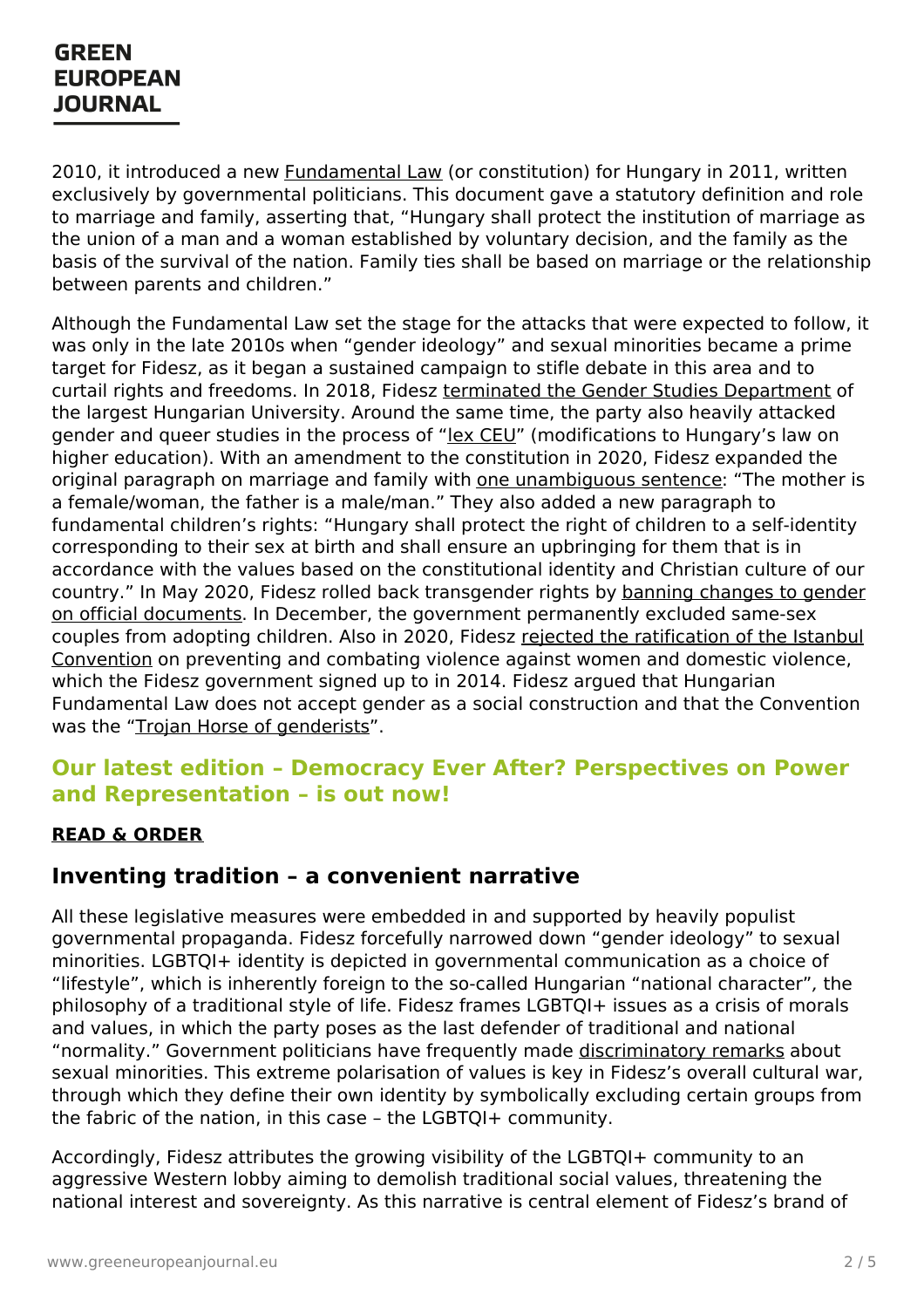2010, it introduced a new Fundamental Law (or constitution) for Hungary in 2011, written exclusively by governmental politicians. This document gave a statutory definition and role to marriage and family, asserting that, "Hungary shall protect the institution of marriage as the union of a man and a woman established by voluntary decision, and the family as the basis of the survival of the nation. Family ties shall be based on marriage or the relationship between parents and children."

Although the Fundamental Law set the stage for the attacks that were expected to follow, it was only in the late 2010s when "gender ideology" and sexual minorities became a prime target for Fidesz, as it began a sustained campaign to stifle debate in this area and to curtail rights and freedoms. In 2018, Fidesz terminated the Gender Studies Department of the largest Hungarian University. Around the same time, the party also heavily attacked gender and queer studies in the process of "lex CEU" (modifications to Hungary's law on higher education). With an amendment to the constitution in 2020, Fidesz expanded the original paragraph on marriage and family with one unambiguous sentence: "The mother is a female/woman, the father is a male/man." They also added a new paragraph to fundamental children's rights: "Hungary shall protect the right of children to a self-identity corresponding to their sex at birth and shall ensure an upbringing for them that is in accordance with the values based on the constitutional identity and Christian culture of our country." In May 2020, Fidesz rolled back transgender rights by banning changes to gender on official documents. In December, the government permanently excluded same-sex couples from adopting children. Also in 2020, Fidesz rejected the ratification of the Istanbul Convention on preventing and combating violence against women and domestic violence, which the Fidesz government signed up to in 2014. Fidesz argued that Hungarian Fundamental Law does not accept gender as a social construction and that the Convention was the "Trojan Horse of genderists".

### Our latest edition – Democracy Ever After? Perspectives on Power and Representation – is out now!

**READ & ORDER**

## Inventing tradition – a convenient narrative

All these legislative measures were embedded in and supported by heavily populist governmental propaganda. Fidesz forcefully narrowed down "gender ideology" to sexual minorities. LGBTQI+ identity is depicted in governmental communication as a choice of "lifestyle", which is inherently foreign to the so-called Hungarian "national character", the philosophy of a traditional style of life. Fidesz frames LGBTQI+ issues as a crisis of morals and values, in which the party poses as the last defender of traditional and national "normality." Government politicians have frequently made discriminatory remarks about sexual minorities. This extreme polarisation of values is key in Fidesz's overall cultural war, through which they define their own identity by symbolically excluding certain groups from the fabric of the nation, in this case – the LGBTQI+ community.

Accordingly, Fidesz attributes the growing visibility of the LGBTQI+ community to an aggressive Western lobby aiming to demolish traditional social values, threatening the national interest and sovereignty. As this narrative is central element of Fidesz's brand of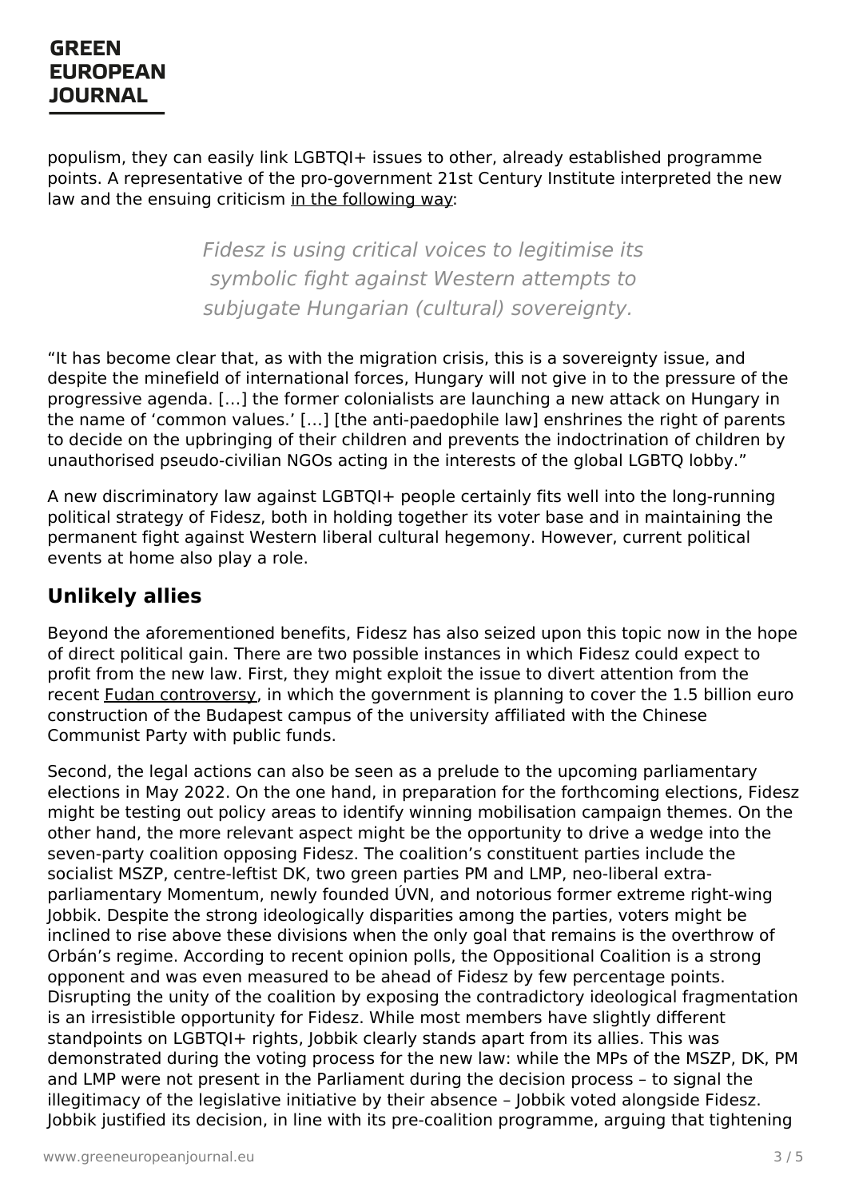populism, they can easily link LGBTQI+ issues to other, already established programme points. A representative of the pro-government 21st Century Institute interpreted the new law and the ensuing criticism in the following way:

> *Fidesz is using critical voices to legitimise its symbolic fight against Western attempts to subjugate Hungarian (cultural) sovereignty.*

"It has become clear that, as with the migration crisis, this is a sovereignty issue, and despite the minefield of international forces, Hungary will not give in to the pressure of the progressive agenda. […] the former colonialists are launching a new attack on Hungary in the name of 'common values.' […] [the anti-paedophile law] enshrines the right of parents to decide on the upbringing of their children and prevents the indoctrination of children by unauthorised pseudo-civilian NGOs acting in the interests of the global LGBTQ lobby."

A new discriminatory law against LGBTQI+ people certainly fits well into the long-running political strategy of Fidesz, both in holding together its voter base and in maintaining the permanent fight against Western liberal cultural hegemony. However, current political events at home also play a role.

## Unlikely allies

Beyond the aforementioned benefits, Fidesz has also seized upon this topic now in the hope of direct political gain. There are two possible instances in which Fidesz could expect to profit from the new law. First, they might exploit the issue to divert attention from the recent Fudan controversy, in which the government is planning to cover the 1.5 billion euro construction of the Budapest campus of the university affiliated with the Chinese Communist Party with public funds.

Second, the legal actions can also be seen as a prelude to the upcoming parliamentary elections in May 2022. On the one hand, in preparation for the forthcoming elections, Fidesz might be testing out policy areas to identify winning mobilisation campaign themes. On the other hand, the more relevant aspect might be the opportunity to drive a wedge into the seven-party coalition opposing Fidesz. The coalition's constituent parties include the socialist MSZP, centre-leftist DK, two green parties PM and LMP, neo-liberal extra-parliamentary Momentum, newly founded ÚVN, and notorious former extreme right-wing Jobbik. Despite the strong ideologically disparities among the parties, voters might be inclined to rise above these divisions when the only goal that remains is the overthrow of Orbán's regime. According to recent opinion polls, the Oppositional Coalition is a strong opponent and was even measured to be ahead of Fidesz by few percentage points. Disrupting the unity of the coalition by exposing the contradictory ideological fragmentation is an irresistible opportunity for Fidesz. While most members have slightly different standpoints on LGBTQI+ rights, Jobbik clearly stands apart from its allies. This was demonstrated during the voting process for the new law: while the MPs of the MSZP, DK, PM and LMP were not present in the Parliament during the decision process – to signal the illegitimacy of the legislative initiative by their absence – Jobbik voted alongside Fidesz. Jobbik justified its decision, in line with its pre-coalition programme, arguing that tightening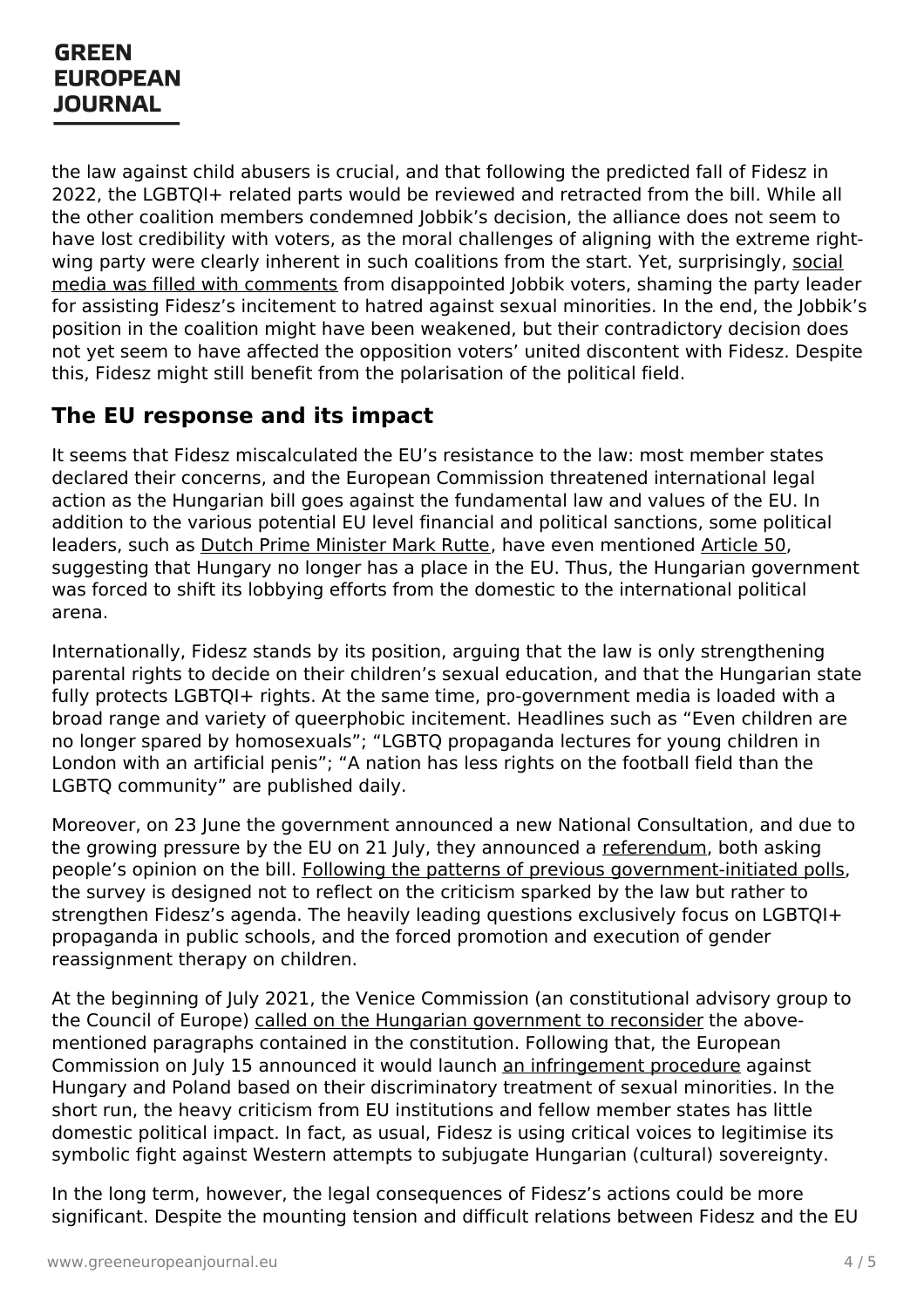the law against child abusers is crucial, and that following the predicted fall of Fidesz in 2022, the LGBTQI+ related parts would be reviewed and retracted from the bill. While all the other coalition members condemned Jobbik's decision, the alliance does not seem to have lost credibility with voters, as the moral challenges of aligning with the extreme right-wing party were clearly inherent in such coalitions from the start. Yet, surprisingly, social media was filled with comments from disappointed Jobbik voters, shaming the party leader for assisting Fidesz's incitement to hatred against sexual minorities. In the end, the Jobbik's position in the coalition might have been weakened, but their contradictory decision does not yet seem to have affected the opposition voters' united discontent with Fidesz. Despite this, Fidesz might still benefit from the polarisation of the political field.

## The EU response and its impact

It seems that Fidesz miscalculated the EU's resistance to the law: most member states declared their concerns, and the European Commission threatened international legal action as the Hungarian bill goes against the fundamental law and values of the EU. In addition to the various potential EU level financial and political sanctions, some political leaders, such as Dutch Prime Minister Mark Rutte, have even mentioned Article 50, suggesting that Hungary no longer has a place in the EU. Thus, the Hungarian government was forced to shift its lobbying efforts from the domestic to the international political arena.

Internationally, Fidesz stands by its position, arguing that the law is only strengthening parental rights to decide on their children's sexual education, and that the Hungarian state fully protects LGBTQI+ rights. At the same time, pro-government media is loaded with a broad range and variety of queerphobic incitement. Headlines such as "Even children are no longer spared by homosexuals"; "LGBTQ propaganda lectures for young children in London with an artificial penis"; "A nation has less rights on the football field than the LGBTQ community" are published daily.

Moreover, on 23 June the government announced a new National Consultation, and due to the growing pressure by the EU on 21 July, they announced a referendum, both asking people's opinion on the bill. Following the patterns of previous government-initiated polls, the survey is designed not to reflect on the criticism sparked by the law but rather to strengthen Fidesz's agenda. The heavily leading questions exclusively focus on LGBTQI+ propaganda in public schools, and the forced promotion and execution of gender reassignment therapy on children.

At the beginning of July 2021, the Venice Commission (an constitutional advisory group to the Council of Europe) called on the Hungarian government to reconsider the above-mentioned paragraphs contained in the constitution. Following that, the European Commission on July 15 announced it would launch an infringement procedure against Hungary and Poland based on their discriminatory treatment of sexual minorities. In the short run, the heavy criticism from EU institutions and fellow member states has little domestic political impact. In fact, as usual, Fidesz is using critical voices to legitimise its symbolic fight against Western attempts to subjugate Hungarian (cultural) sovereignty.

In the long term, however, the legal consequences of Fidesz's actions could be more significant. Despite the mounting tension and difficult relations between Fidesz and the EU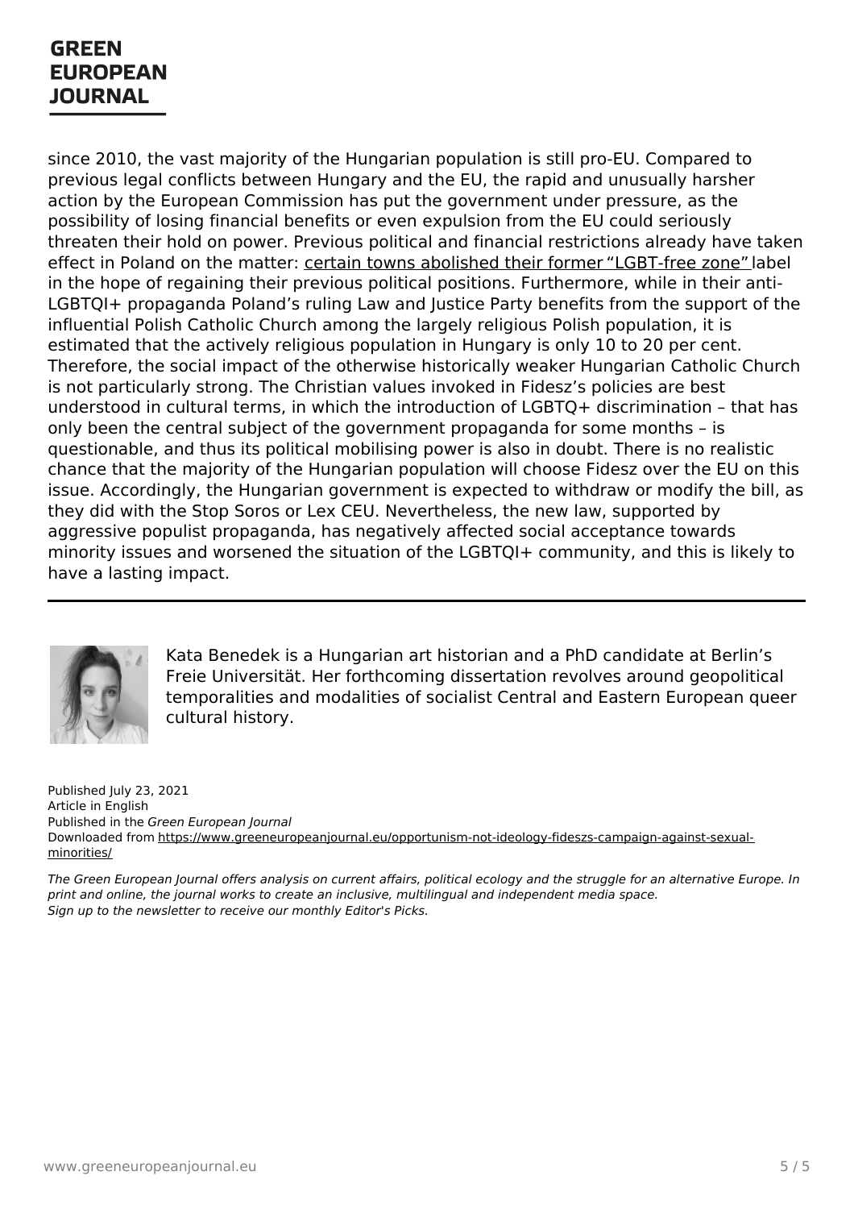since 2010, the vast majority of the Hungarian population is still pro-EU. Compared to previous legal conflicts between Hungary and the EU, the rapid and unusually harsher action by the European Commission has put the government under pressure, as the possibility of losing financial benefits or even expulsion from the EU could seriously threaten their hold on power. Previous political and financial restrictions already have taken effect in Poland on the matter: certain towns abolished their former "LGBT-free zone" label in the hope of regaining their previous political positions. Furthermore, while in their anti-LGBTQI+ propaganda Poland's ruling Law and Justice Party benefits from the support of the influential Polish Catholic Church among the largely religious Polish population, it is estimated that the actively religious population in Hungary is only 10 to 20 per cent. Therefore, the social impact of the otherwise historically weaker Hungarian Catholic Church is not particularly strong. The Christian values invoked in Fidesz's policies are best understood in cultural terms, in which the introduction of LGBTQ+ discrimination – that has only been the central subject of the government propaganda for some months – is questionable, and thus its political mobilising power is also in doubt. There is no realistic chance that the majority of the Hungarian population will choose Fidesz over the EU on this issue. Accordingly, the Hungarian government is expected to withdraw or modify the bill, as they did with the Stop Soros or Lex CEU. Nevertheless, the new law, supported by aggressive populist propaganda, has negatively affected social acceptance towards minority issues and worsened the situation of the LGBTQI+ community, and this is likely to have a lasting impact.

---

Kata Benedek is a Hungarian art historian and a PhD candidate at Berlin's Freie Universität. Her forthcoming dissertation revolves around geopolitical temporalities and modalities of socialist Central and Eastern European queer cultural history.

Published July 23, 2021
Article in English
Published in the *Green European Journal*
Downloaded from https://www.greeneuropeanjournal.eu/opportunism-not-ideology-fideszs-campaign-against-sexual-minorities/

*The Green European Journal offers analysis on current affairs, political ecology and the struggle for an alternative Europe. In print and online, the journal works to create an inclusive, multilingual and independent media space.*
*Sign up to the newsletter to receive our monthly Editor's Picks.*